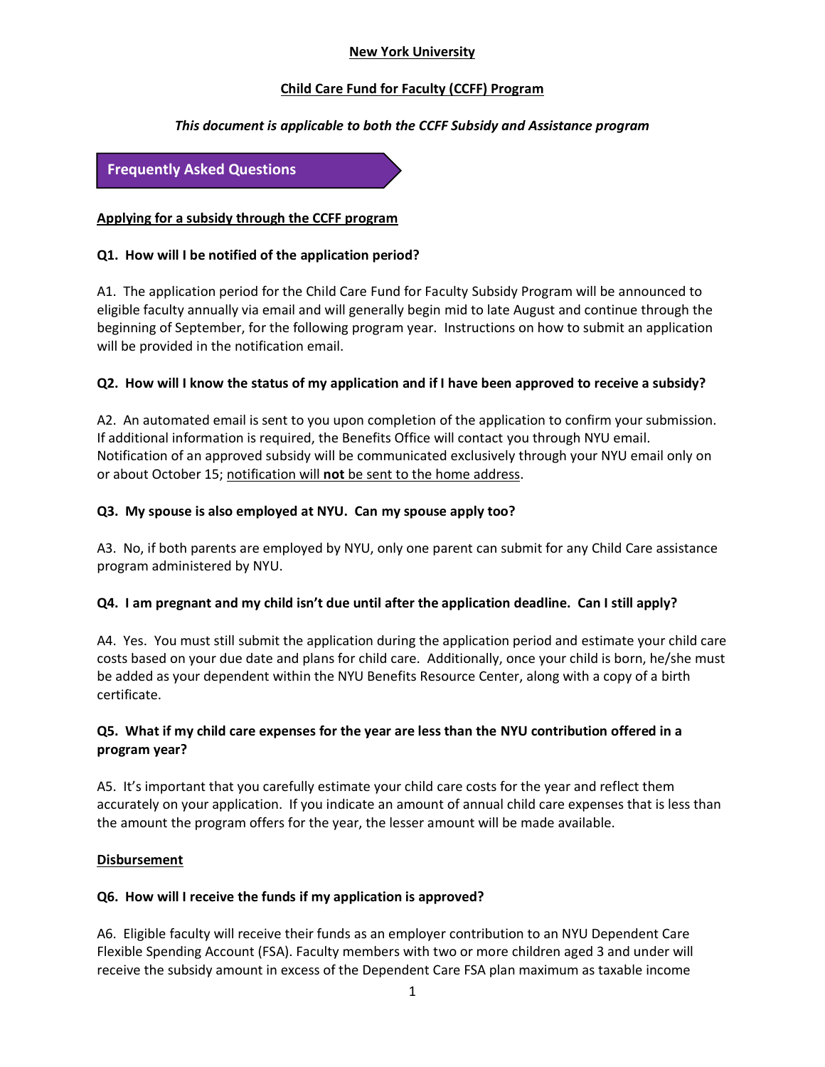**New York University**

**Child Care Fund for Faculty (CCFF) Program**

***This document is applicable to both the CCFF Subsidy and Assistance program***

## Frequently Asked Questions

### Applying for a subsidy through the CCFF program

**Q1. How will I be notified of the application period?**

A1. The application period for the Child Care Fund for Faculty Subsidy Program will be announced to eligible faculty annually via email and will generally begin mid to late August and continue through the beginning of September, for the following program year. Instructions on how to submit an application will be provided in the notification email.

**Q2. How will I know the status of my application and if I have been approved to receive a subsidy?**

A2. An automated email is sent to you upon completion of the application to confirm your submission. If additional information is required, the Benefits Office will contact you through NYU email. Notification of an approved subsidy will be communicated exclusively through your NYU email only on or about October 15; notification will **not** be sent to the home address.

**Q3. My spouse is also employed at NYU. Can my spouse apply too?**

A3. No, if both parents are employed by NYU, only one parent can submit for any Child Care assistance program administered by NYU.

**Q4. I am pregnant and my child isn't due until after the application deadline. Can I still apply?**

A4. Yes. You must still submit the application during the application period and estimate your child care costs based on your due date and plans for child care. Additionally, once your child is born, he/she must be added as your dependent within the NYU Benefits Resource Center, along with a copy of a birth certificate.

**Q5. What if my child care expenses for the year are less than the NYU contribution offered in a program year?**

A5. It's important that you carefully estimate your child care costs for the year and reflect them accurately on your application. If you indicate an amount of annual child care expenses that is less than the amount the program offers for the year, the lesser amount will be made available.

### Disbursement

**Q6. How will I receive the funds if my application is approved?**

A6. Eligible faculty will receive their funds as an employer contribution to an NYU Dependent Care Flexible Spending Account (FSA). Faculty members with two or more children aged 3 and under will receive the subsidy amount in excess of the Dependent Care FSA plan maximum as taxable income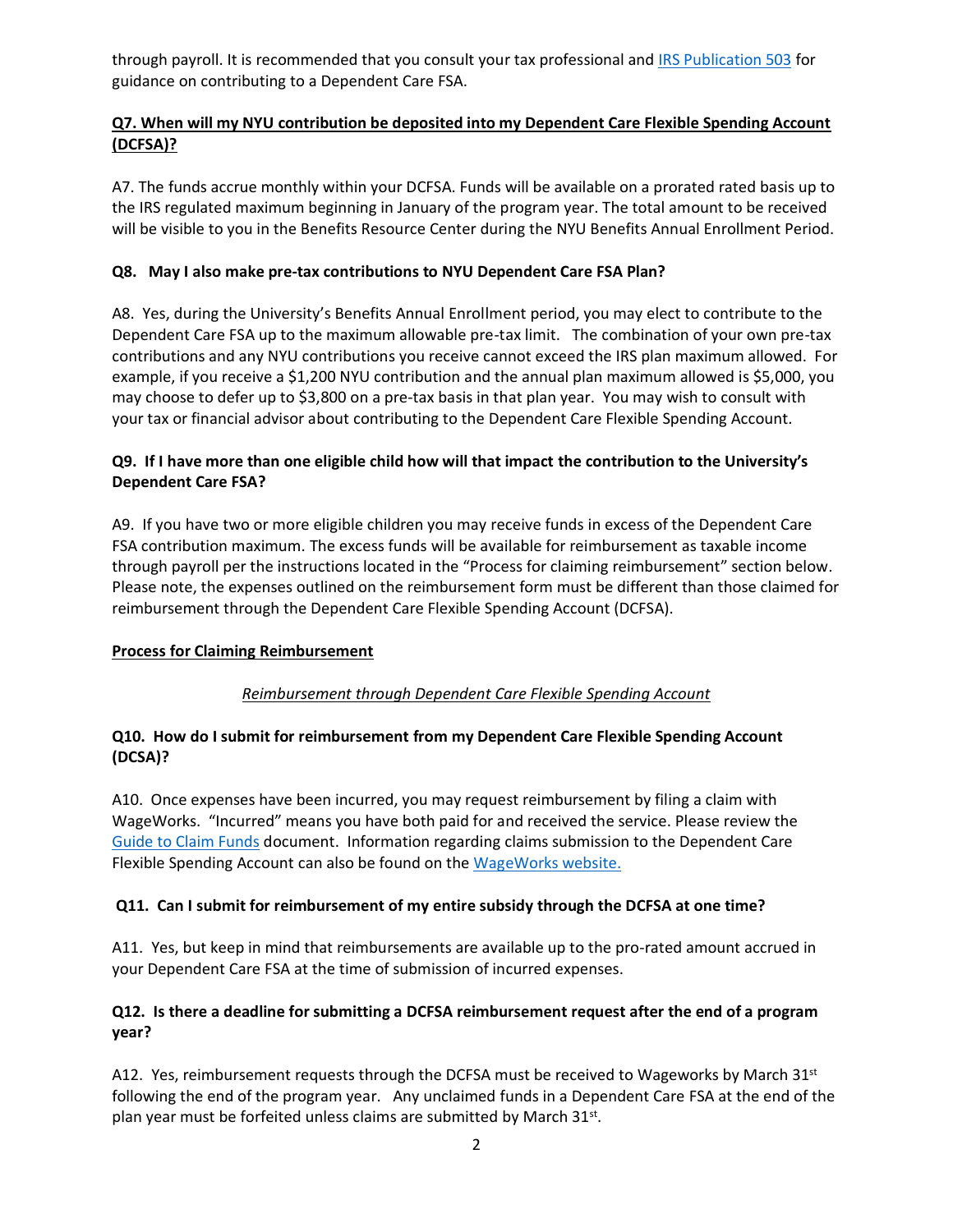through payroll. It is recommended that you consult your tax professional and [IRS Publication 503](IRS Publication 503) for guidance on contributing to a Dependent Care FSA.

**Q7. When will my NYU contribution be deposited into my Dependent Care Flexible Spending Account (DCFSA)?**

A7. The funds accrue monthly within your DCFSA. Funds will be available on a prorated rated basis up to the IRS regulated maximum beginning in January of the program year. The total amount to be received will be visible to you in the Benefits Resource Center during the NYU Benefits Annual Enrollment Period.

**Q8. May I also make pre-tax contributions to NYU Dependent Care FSA Plan?**

A8. Yes, during the University's Benefits Annual Enrollment period, you may elect to contribute to the Dependent Care FSA up to the maximum allowable pre-tax limit. The combination of your own pre-tax contributions and any NYU contributions you receive cannot exceed the IRS plan maximum allowed. For example, if you receive a $1,200 NYU contribution and the annual plan maximum allowed is $5,000, you may choose to defer up to $3,800 on a pre-tax basis in that plan year. You may wish to consult with your tax or financial advisor about contributing to the Dependent Care Flexible Spending Account.

**Q9. If I have more than one eligible child how will that impact the contribution to the University's Dependent Care FSA?**

A9. If you have two or more eligible children you may receive funds in excess of the Dependent Care FSA contribution maximum. The excess funds will be available for reimbursement as taxable income through payroll per the instructions located in the "Process for claiming reimbursement" section below. Please note, the expenses outlined on the reimbursement form must be different than those claimed for reimbursement through the Dependent Care Flexible Spending Account (DCFSA).

## Process for Claiming Reimbursement

*Reimbursement through Dependent Care Flexible Spending Account*

**Q10. How do I submit for reimbursement from my Dependent Care Flexible Spending Account (DCSA)?**

A10. Once expenses have been incurred, you may request reimbursement by filing a claim with WageWorks. "Incurred" means you have both paid for and received the service. Please review the Guide to Claim Funds document. Information regarding claims submission to the Dependent Care Flexible Spending Account can also be found on the WageWorks website.

**Q11. Can I submit for reimbursement of my entire subsidy through the DCFSA at one time?**

A11. Yes, but keep in mind that reimbursements are available up to the pro-rated amount accrued in your Dependent Care FSA at the time of submission of incurred expenses.

**Q12. Is there a deadline for submitting a DCFSA reimbursement request after the end of a program year?**

A12. Yes, reimbursement requests through the DCFSA must be received to Wageworks by March 31st following the end of the program year. Any unclaimed funds in a Dependent Care FSA at the end of the plan year must be forfeited unless claims are submitted by March 31st.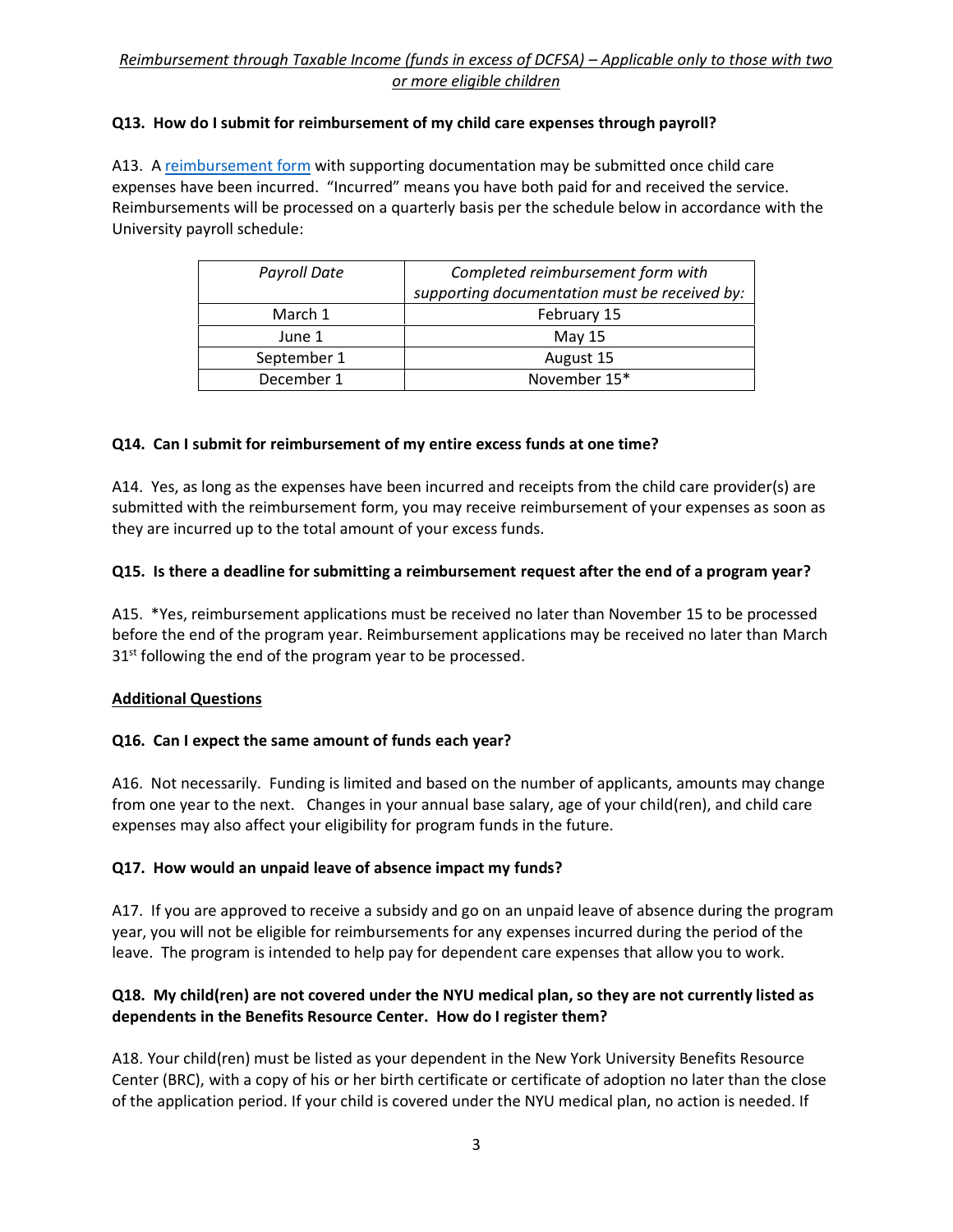*<u>Reimbursement through Taxable Income (funds in excess of DCFSA) – Applicable only to those with two or more eligible children</u>*

**Q13. How do I submit for reimbursement of my child care expenses through payroll?**

A13. A reimbursement form with supporting documentation may be submitted once child care expenses have been incurred. "Incurred" means you have both paid for and received the service. Reimbursements will be processed on a quarterly basis per the schedule below in accordance with the University payroll schedule:

| *Payroll Date* | *Completed reimbursement form with supporting documentation must be received by:* |
|---|---|
| March 1 | February 15 |
| June 1 | May 15 |
| September 1 | August 15 |
| December 1 | November 15* |

**Q14. Can I submit for reimbursement of my entire excess funds at one time?**

A14. Yes, as long as the expenses have been incurred and receipts from the child care provider(s) are submitted with the reimbursement form, you may receive reimbursement of your expenses as soon as they are incurred up to the total amount of your excess funds.

**Q15. Is there a deadline for submitting a reimbursement request after the end of a program year?**

A15. *Yes, reimbursement applications must be received no later than November 15 to be processed before the end of the program year. Reimbursement applications may be received no later than March 31st following the end of the program year to be processed.

**<u>Additional Questions</u>**

**Q16. Can I expect the same amount of funds each year?**

A16. Not necessarily. Funding is limited and based on the number of applicants, amounts may change from one year to the next. Changes in your annual base salary, age of your child(ren), and child care expenses may also affect your eligibility for program funds in the future.

**Q17. How would an unpaid leave of absence impact my funds?**

A17. If you are approved to receive a subsidy and go on an unpaid leave of absence during the program year, you will not be eligible for reimbursements for any expenses incurred during the period of the leave. The program is intended to help pay for dependent care expenses that allow you to work.

**Q18. My child(ren) are not covered under the NYU medical plan, so they are not currently listed as dependents in the Benefits Resource Center. How do I register them?**

A18. Your child(ren) must be listed as your dependent in the New York University Benefits Resource Center (BRC), with a copy of his or her birth certificate or certificate of adoption no later than the close of the application period. If your child is covered under the NYU medical plan, no action is needed. If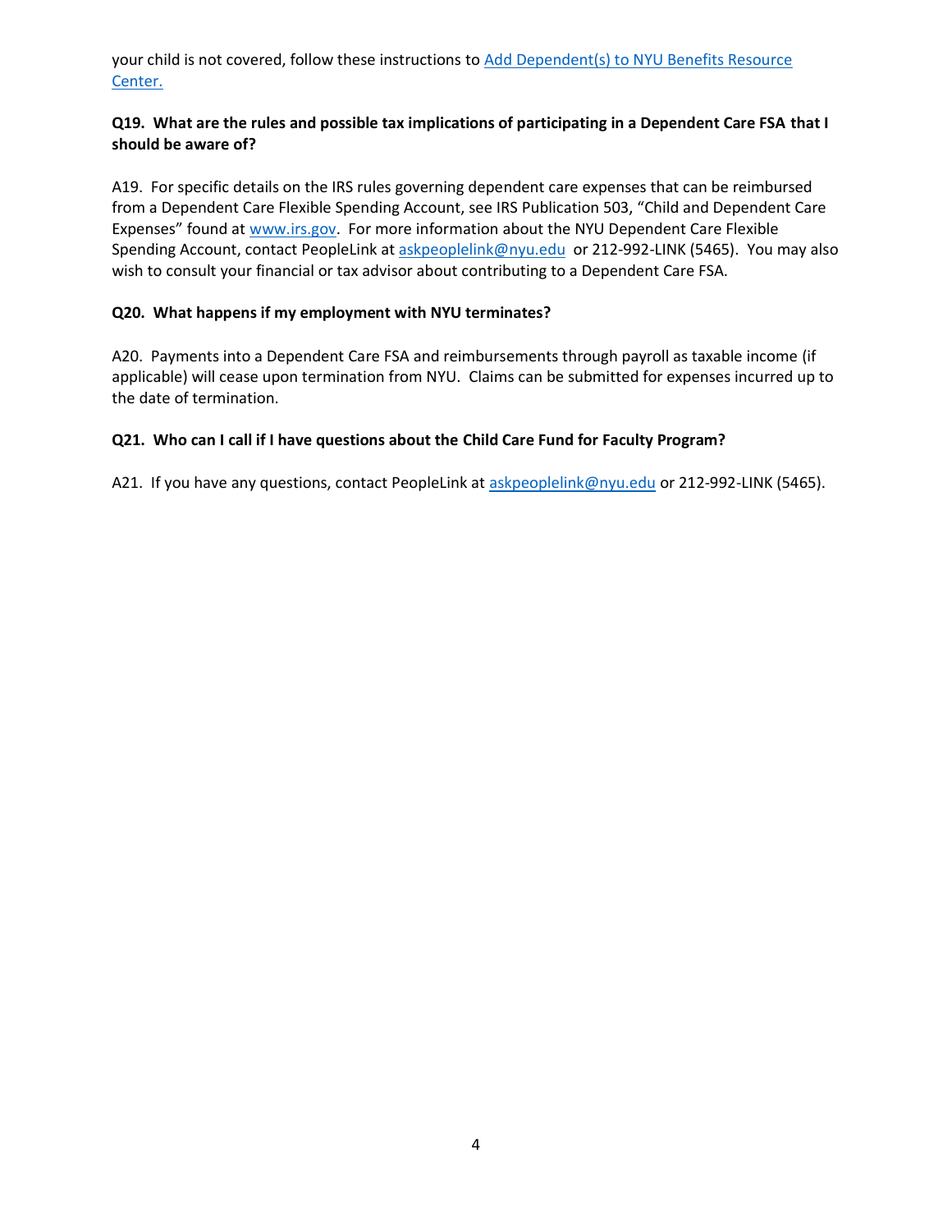your child is not covered, follow these instructions to Add Dependent(s) to NYU Benefits Resource Center.

**Q19. What are the rules and possible tax implications of participating in a Dependent Care FSA that I should be aware of?**

A19. For specific details on the IRS rules governing dependent care expenses that can be reimbursed from a Dependent Care Flexible Spending Account, see IRS Publication 503, "Child and Dependent Care Expenses" found at www.irs.gov. For more information about the NYU Dependent Care Flexible Spending Account, contact PeopleLink at askpeoplelink@nyu.edu or 212-992-LINK (5465). You may also wish to consult your financial or tax advisor about contributing to a Dependent Care FSA.

**Q20. What happens if my employment with NYU terminates?**

A20. Payments into a Dependent Care FSA and reimbursements through payroll as taxable income (if applicable) will cease upon termination from NYU. Claims can be submitted for expenses incurred up to the date of termination.

**Q21. Who can I call if I have questions about the Child Care Fund for Faculty Program?**

A21. If you have any questions, contact PeopleLink at askpeoplelink@nyu.edu or 212-992-LINK (5465).